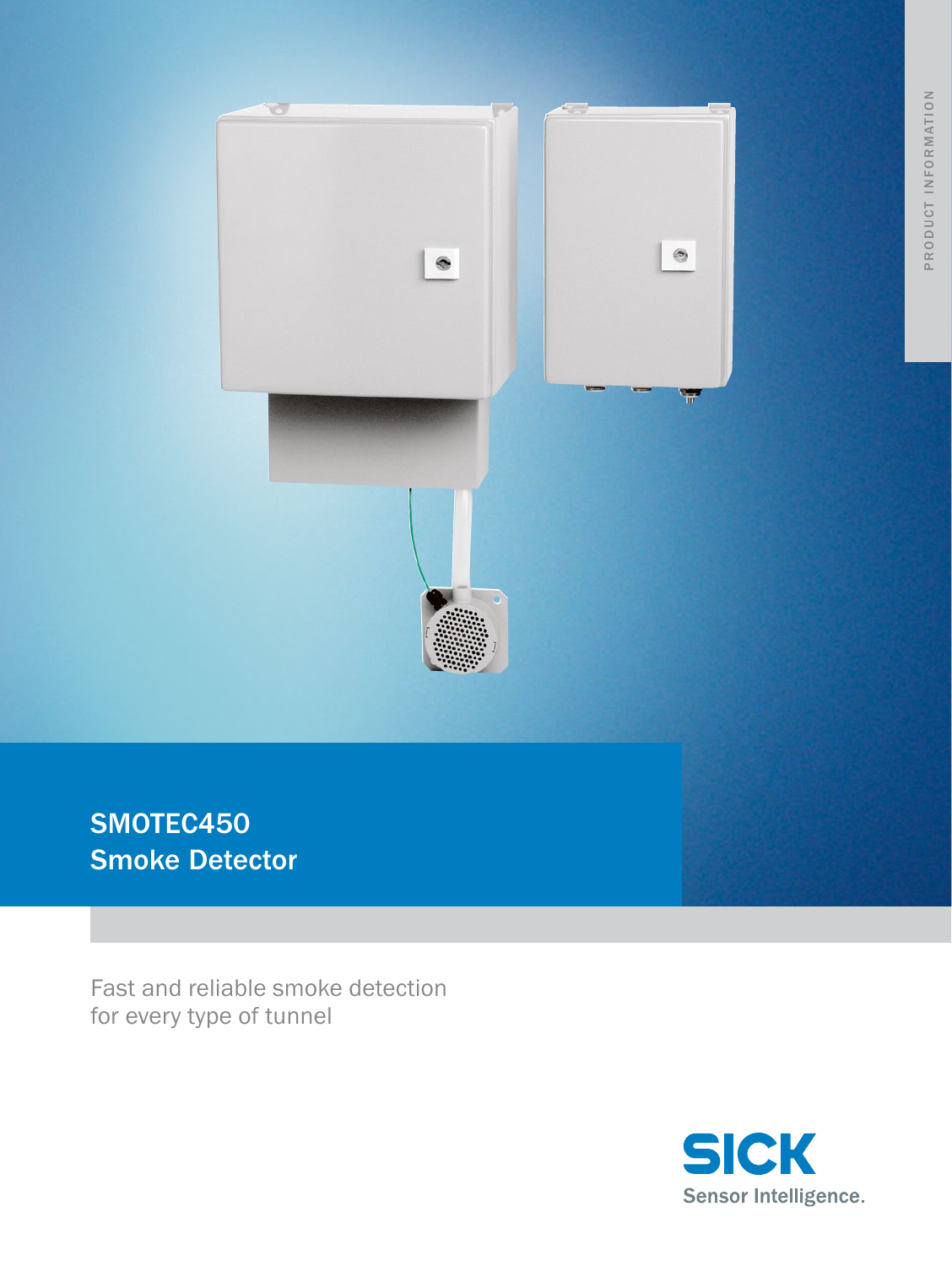PRODUCT INFORMATION

# SMOTEC450
# Smoke Detector

Fast and reliable smoke detection for every type of tunnel

SICK
Sensor Intelligence.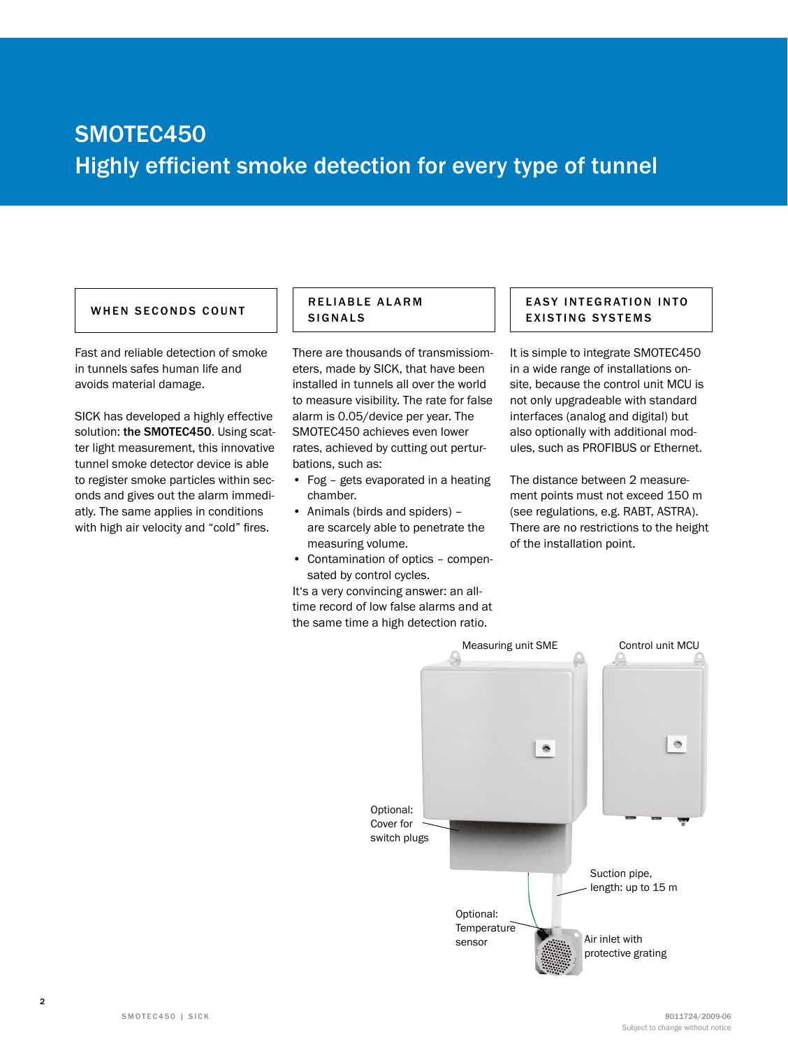# SMOTEC450
## Highly efficient smoke detection for every type of tunnel

### WHEN SECONDS COUNT

Fast and reliable detection of smoke in tunnels safes human life and avoids material damage.

SICK has developed a highly effective solution: **the SMOTEC450**. Using scatter light measurement, this innovative tunnel smoke detector device is able to register smoke particles within seconds and gives out the alarm immediatly. The same applies in conditions with high air velocity and "cold" fires.

### RELIABLE ALARM SIGNALS

There are thousands of transmissiometers, made by SICK, that have been installed in tunnels all over the world to measure visibility. The rate for false alarm is 0.05/device per year. The SMOTEC450 achieves even lower rates, achieved by cutting out perturbations, such as:

- Fog – gets evaporated in a heating chamber.
- Animals (birds and spiders) – are scarcely able to penetrate the measuring volume.
- Contamination of optics – compensated by control cycles.

It's a very convincing answer: an all-time record of low false alarms and at the same time a high detection ratio.

### EASY INTEGRATION INTO EXISTING SYSTEMS

It is simple to integrate SMOTEC450 in a wide range of installations on-site, because the control unit MCU is not only upgradeable with standard interfaces (analog and digital) but also optionally with additional modules, such as PROFIBUS or Ethernet.

The distance between 2 measurement points must not exceed 150 m (see regulations, e.g. RABT, ASTRA). There are no restrictions to the height of the installation point.

Measuring unit SME

Control unit MCU

Optional: Cover for switch plugs

Suction pipe, length: up to 15 m

Optional: Temperature sensor

Air inlet with protective grating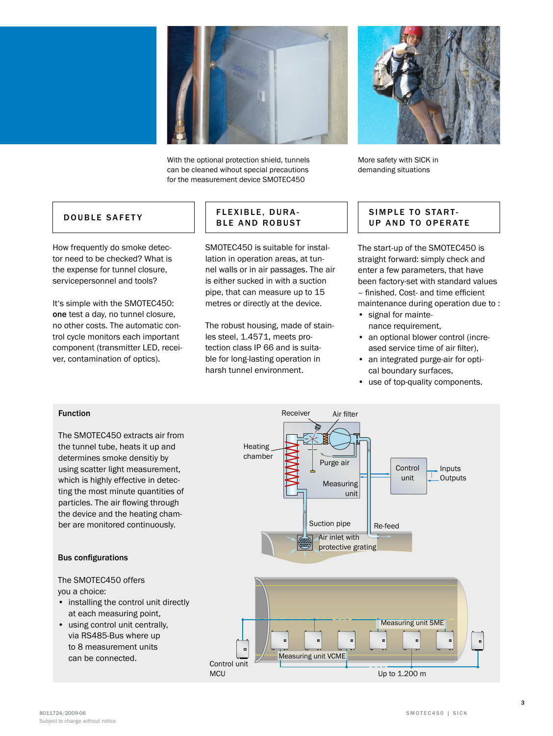With the optional protection shield, tunnels can be cleaned wihout special precautions for the measurement device SMOTEC450

More safety with SICK in demanding situations

## DOUBLE SAFETY

How frequently do smoke detector need to be checked? What is the expense for tunnel closure, servicepersonnel and tools?

It's simple with the SMOTEC450: **one** test a day, no tunnel closure, no other costs. The automatic control cycle monitors each important component (transmitter LED, receiver, contamination of optics).

## FLEXIBLE, DURABLE AND ROBUST

SMOTEC450 is suitable for installation in operation areas, at tunnel walls or in air passages. The air is either sucked in with a suction pipe, that can measure up to 15 metres or directly at the device.

The robust housing, made of stainles steel, 1.4571, meets protection class IP 66 and is suitable for long-lasting operation in harsh tunnel environment.

## SIMPLE TO START-UP AND TO OPERATE

The start-up of the SMOTEC450 is straight forward: simply check and enter a few parameters, that have been factory-set with standard values – finished. Cost- and time efficient maintenance during operation due to :

- signal for maintenance requirement,
- an optional blower control (increased service time of air filter),
- an integrated purge-air for optical boundary surfaces,
- use of top-quality components.

### Function

The SMOTEC450 extracts air from the tunnel tube, heats it up and determines smoke densitiy by using scatter light measurement, which is highly effective in detecting the most minute quantities of particles. The air flowing through the device and the heating chamber are monitored continuously.

Receiver, Air filter, Heating chamber, Purge air, Measuring unit, Control unit, Inputs, Outputs, Suction pipe, Re-feed, Air inlet with protective grating

### Bus configurations

The SMOTEC450 offers you a choice:

- installing the control unit directly at each measuring point,
- using control unit centrally, via RS485-Bus where up to 8 measurement units can be connected.

Measuring unit SME, Measuring unit VCME, Control unit MCU, Up to 1.200 m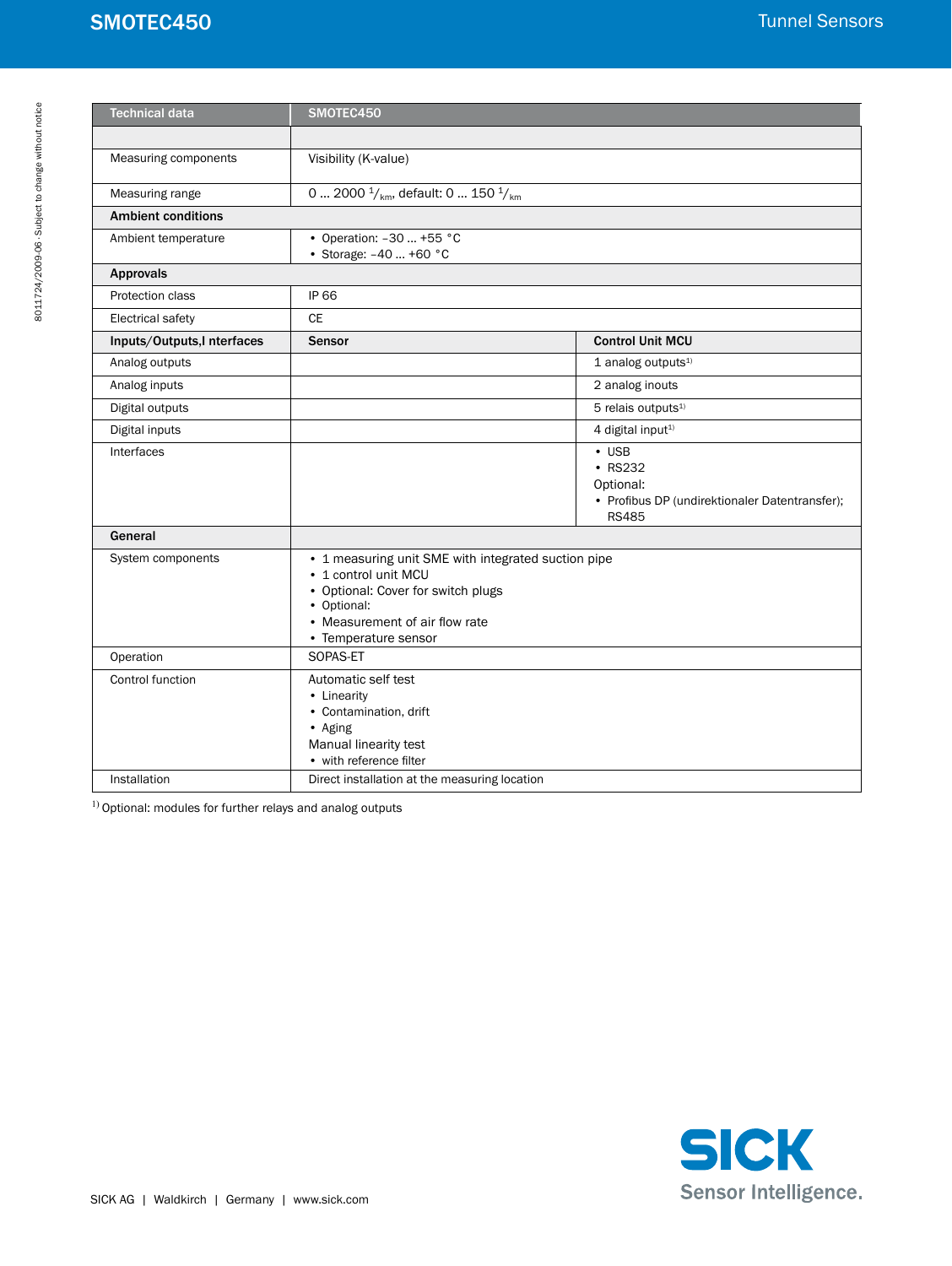| Technical data | SMOTEC450 | |
|---|---|---|
| | | |
| Measuring components | Visibility (K-value) | |
| Measuring range | 0 ... 2000 $^1/_{km}$, default: 0 ... 150 $^1/_{km}$ | |
| **Ambient conditions** | | |
| Ambient temperature | • Operation: –30 ... +55 °C<br>• Storage: –40 ... +60 °C | |
| **Approvals** | | |
| Protection class | IP 66 | |
| Electrical safety | CE | |
| **Inputs/Outputs,I nterfaces** | **Sensor** | **Control Unit MCU** |
| Analog outputs | | 1 analog outputs[1)] |
| Analog inputs | | 2 analog inouts |
| Digital outputs | | 5 relais outputs[1)] |
| Digital inputs | | 4 digital input[1)] |
| Interfaces | | • USB<br>• RS232<br>Optional:<br>• Profibus DP (undirektionaler Datentransfer); RS485 |
| **General** | | |
| System components | • 1 measuring unit SME with integrated suction pipe<br>• 1 control unit MCU<br>• Optional: Cover for switch plugs<br>• Optional:<br>• Measurement of air flow rate<br>• Temperature sensor | |
| Operation | SOPAS-ET | |
| Control function | Automatic self test<br>• Linearity<br>• Contamination, drift<br>• Aging<br>Manual linearity test<br>• with reference filter | |
| Installation | Direct installation at the measuring location | |

[1)] Optional: modules for further relays and analog outputs

SICK AG | Waldkirch | Germany | www.sick.com